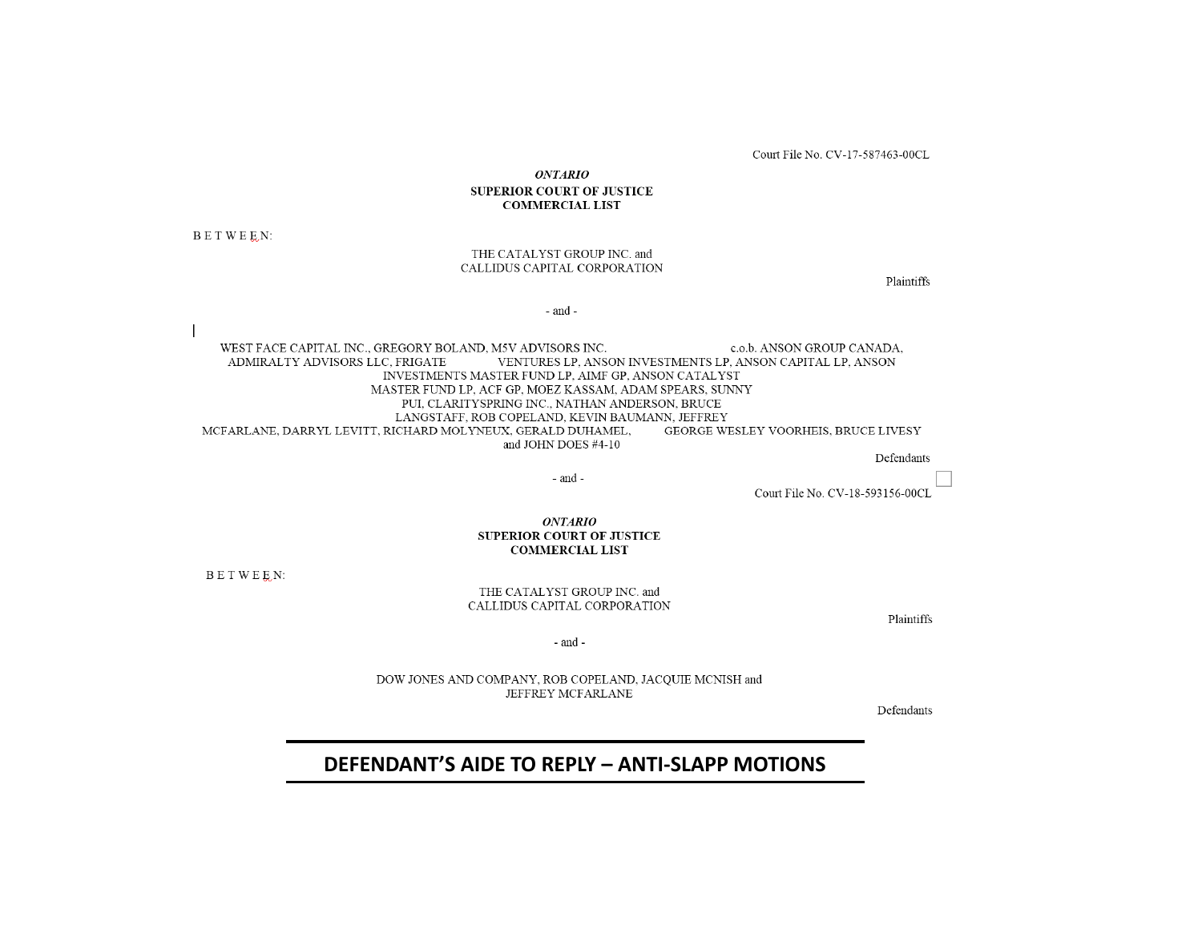Court File No. CV-17-587463-00CL

***ONTARIO***

**SUPERIOR COURT OF JUSTICE**
**COMMERCIAL LIST**

B E T W E E N:

THE CATALYST GROUP INC. and
CALLIDUS CAPITAL CORPORATION

Plaintiffs

\- and -

WEST FACE CAPITAL INC., GREGORY BOLAND, M5V ADVISORS INC. c.o.b. ANSON GROUP CANADA, ADMIRALTY ADVISORS LLC, FRIGATE VENTURES LP, ANSON INVESTMENTS LP, ANSON CAPITAL LP, ANSON INVESTMENTS MASTER FUND LP, AIMF GP, ANSON CATALYST MASTER FUND LP, ACF GP, MOEZ KASSAM, ADAM SPEARS, SUNNY PUI, CLARITYSPRING INC., NATHAN ANDERSON, BRUCE LANGSTAFF, ROB COPELAND, KEVIN BAUMANN, JEFFREY MCFARLANE, DARRYL LEVITT, RICHARD MOLYNEUX, GERALD DUHAMEL, GEORGE WESLEY VOORHEIS, BRUCE LIVESY and JOHN DOES #4-10

Defendants

\- and -

Court File No. CV-18-593156-00CL

***ONTARIO***

**SUPERIOR COURT OF JUSTICE**
**COMMERCIAL LIST**

B E T W E E N:

THE CATALYST GROUP INC. and
CALLIDUS CAPITAL CORPORATION

Plaintiffs

\- and -

DOW JONES AND COMPANY, ROB COPELAND, JACQUIE MCNISH and
JEFFREY MCFARLANE

Defendants

# DEFENDANT'S AIDE TO REPLY – ANTI-SLAPP MOTIONS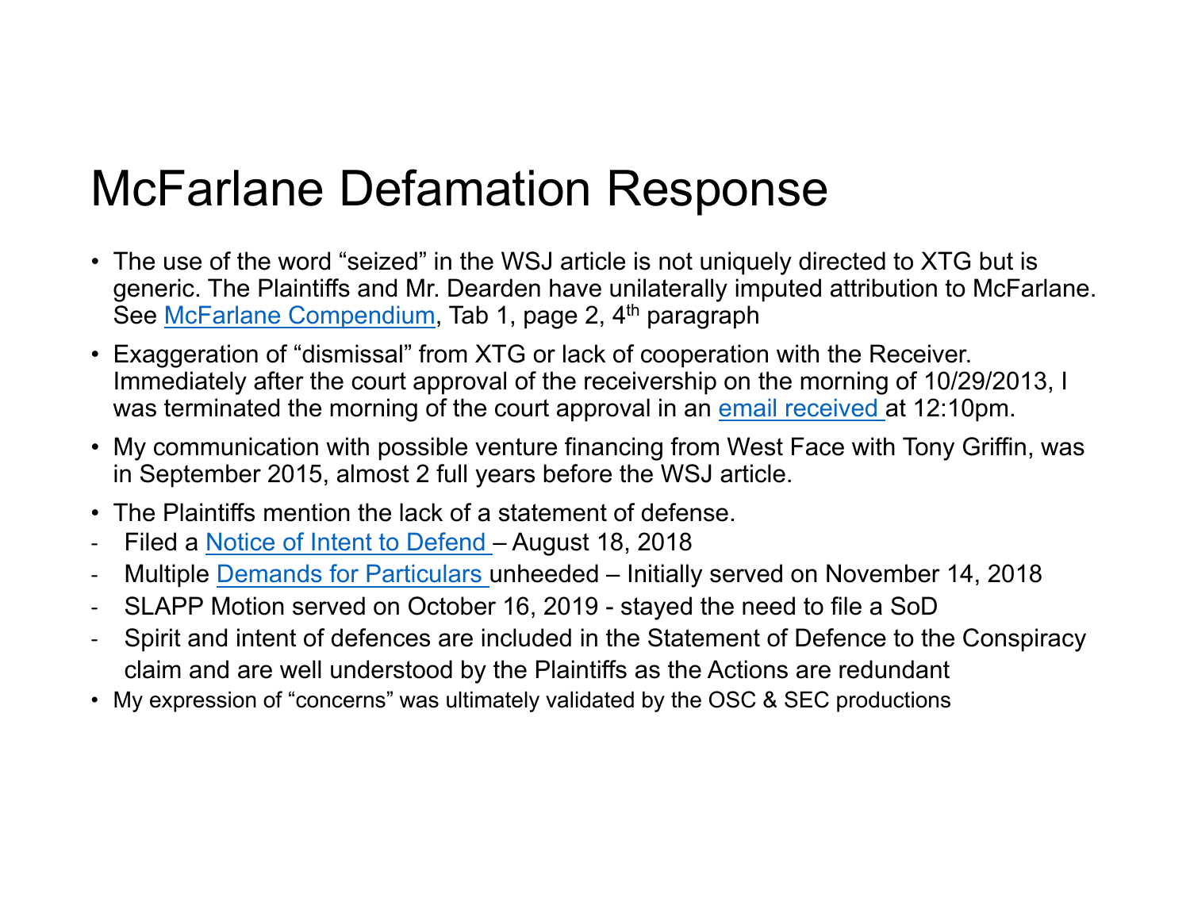# McFarlane Defamation Response

- The use of the word “seized” in the WSJ article is not uniquely directed to XTG but is generic. The Plaintiffs and Mr. Dearden have unilaterally imputed attribution to McFarlane. See McFarlane Compendium, Tab 1, page 2, 4th paragraph
- Exaggeration of “dismissal” from XTG or lack of cooperation with the Receiver. Immediately after the court approval of the receivership on the morning of 10/29/2013, I was terminated the morning of the court approval in an email received at 12:10pm.
- My communication with possible venture financing from West Face with Tony Griffin, was in September 2015, almost 2 full years before the WSJ article.
- The Plaintiffs mention the lack of a statement of defense.
  - Filed a Notice of Intent to Defend – August 18, 2018
  - Multiple Demands for Particulars unheeded – Initially served on November 14, 2018
  - SLAPP Motion served on October 16, 2019 - stayed the need to file a SoD
  - Spirit and intent of defences are included in the Statement of Defence to the Conspiracy claim and are well understood by the Plaintiffs as the Actions are redundant
- My expression of “concerns” was ultimately validated by the OSC & SEC productions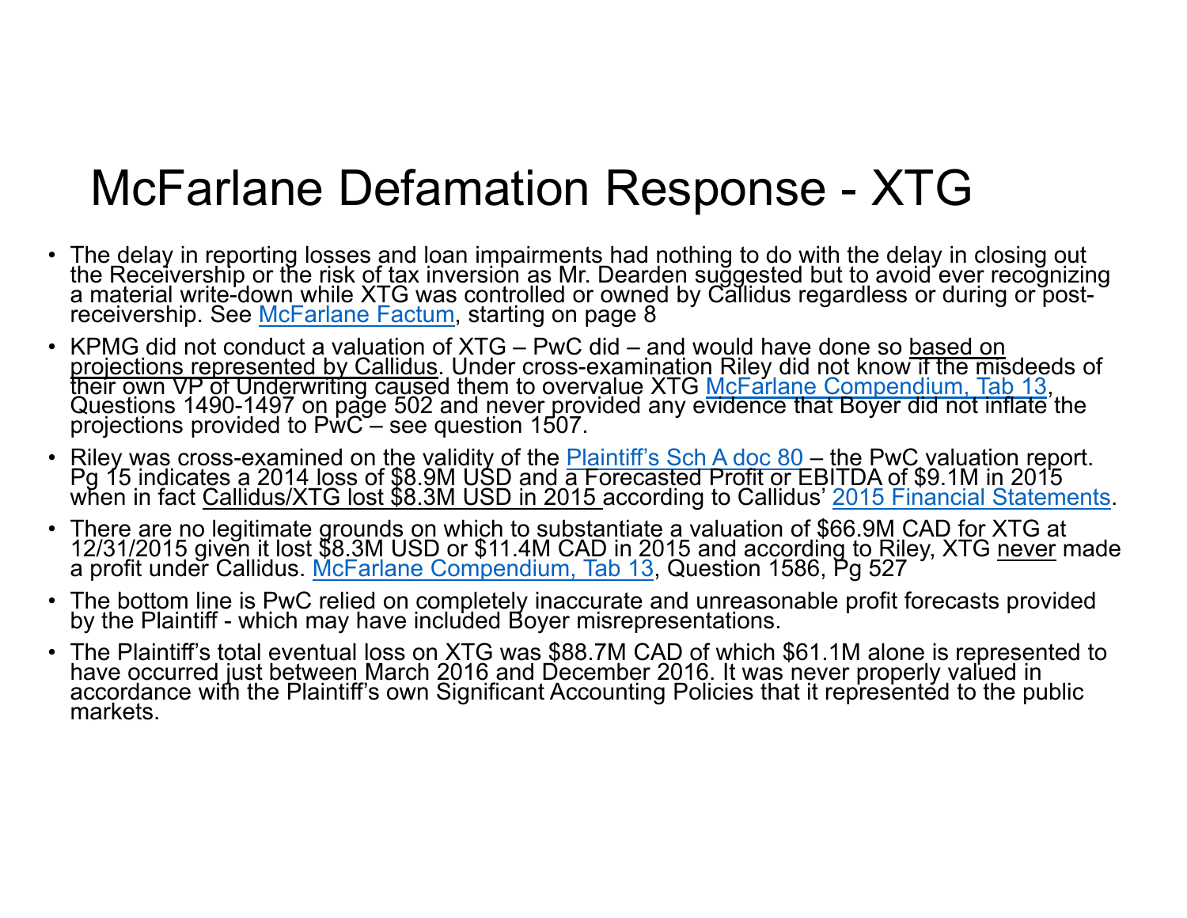# McFarlane Defamation Response - XTG

- The delay in reporting losses and loan impairments had nothing to do with the delay in closing out the Receivership or the risk of tax inversion as Mr. Dearden suggested but to avoid ever recognizing a material write-down while XTG was controlled or owned by Callidus regardless or during or post-receivership. See McFarlane Factum, starting on page 8
- KPMG did not conduct a valuation of XTG – PwC did – and would have done so based on projections represented by Callidus. Under cross-examination Riley did not know if the misdeeds of their own VP of Underwriting caused them to overvalue XTG McFarlane Compendium, Tab 13, Questions 1490-1497 on page 502 and never provided any evidence that Boyer did not inflate the projections provided to PwC – see question 1507.
- Riley was cross-examined on the validity of the Plaintiff's Sch A doc 80 – the PwC valuation report. Pg 15 indicates a 2014 loss of $8.9M USD and a Forecasted Profit or EBITDA of $9.1M in 2015 when in fact Callidus/XTG lost $8.3M USD in 2015 according to Callidus' 2015 Financial Statements.
- There are no legitimate grounds on which to substantiate a valuation of $66.9M CAD for XTG at 12/31/2015 given it lost $8.3M USD or $11.4M CAD in 2015 and according to Riley, XTG never made a profit under Callidus. McFarlane Compendium, Tab 13, Question 1586, Pg 527
- The bottom line is PwC relied on completely inaccurate and unreasonable profit forecasts provided by the Plaintiff - which may have included Boyer misrepresentations.
- The Plaintiff's total eventual loss on XTG was $88.7M CAD of which $61.1M alone is represented to have occurred just between March 2016 and December 2016. It was never properly valued in accordance with the Plaintiff's own Significant Accounting Policies that it represented to the public markets.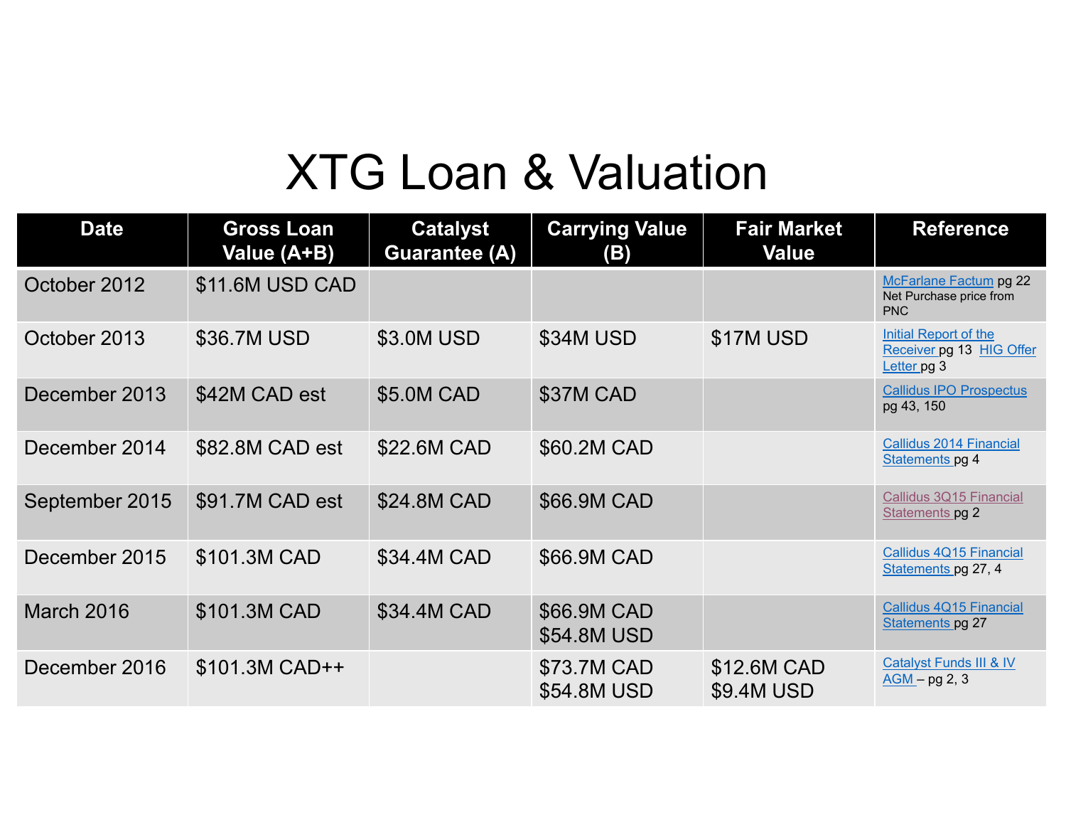# XTG Loan & Valuation

| Date | Gross Loan Value (A+B) | Catalyst Guarantee (A) | Carrying Value (B) | Fair Market Value | Reference |
|---|---|---|---|---|---|
| October 2012 | $11.6M USD CAD | | | | McFarlane Factum pg 22 Net Purchase price from PNC |
| October 2013 | $36.7M USD | $3.0M USD | $34M USD | $17M USD | Initial Report of the Receiver pg 13 HIG Offer Letter pg 3 |
| December 2013 | $42M CAD est | $5.0M CAD | $37M CAD | | Callidus IPO Prospectus pg 43, 150 |
| December 2014 | $82.8M CAD est | $22.6M CAD | $60.2M CAD | | Callidus 2014 Financial Statements pg 4 |
| September 2015 | $91.7M CAD est | $24.8M CAD | $66.9M CAD | | Callidus 3Q15 Financial Statements pg 2 |
| December 2015 | $101.3M CAD | $34.4M CAD | $66.9M CAD | | Callidus 4Q15 Financial Statements pg 27, 4 |
| March 2016 | $101.3M CAD | $34.4M CAD | $66.9M CAD<br>$54.8M USD | | Callidus 4Q15 Financial Statements pg 27 |
| December 2016 | $101.3M CAD++ | | $73.7M CAD<br>$54.8M USD | $12.6M CAD<br>$9.4M USD | Catalyst Funds III & IV AGM – pg 2, 3 |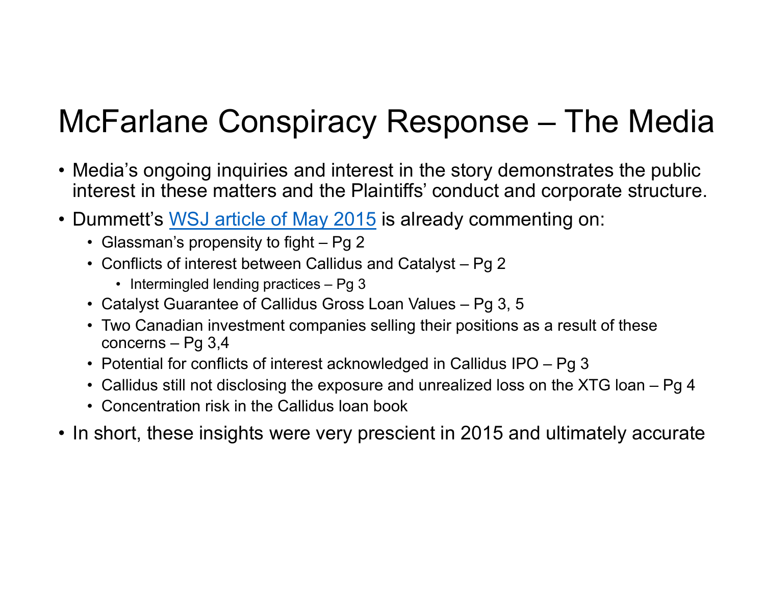# McFarlane Conspiracy Response – The Media

- Media's ongoing inquiries and interest in the story demonstrates the public interest in these matters and the Plaintiffs' conduct and corporate structure.
- Dummett's WSJ article of May 2015 is already commenting on:
  - Glassman's propensity to fight – Pg 2
  - Conflicts of interest between Callidus and Catalyst – Pg 2
    - Intermingled lending practices – Pg 3
  - Catalyst Guarantee of Callidus Gross Loan Values – Pg 3, 5
  - Two Canadian investment companies selling their positions as a result of these concerns – Pg 3,4
  - Potential for conflicts of interest acknowledged in Callidus IPO – Pg 3
  - Callidus still not disclosing the exposure and unrealized loss on the XTG loan – Pg 4
  - Concentration risk in the Callidus loan book
- In short, these insights were very prescient in 2015 and ultimately accurate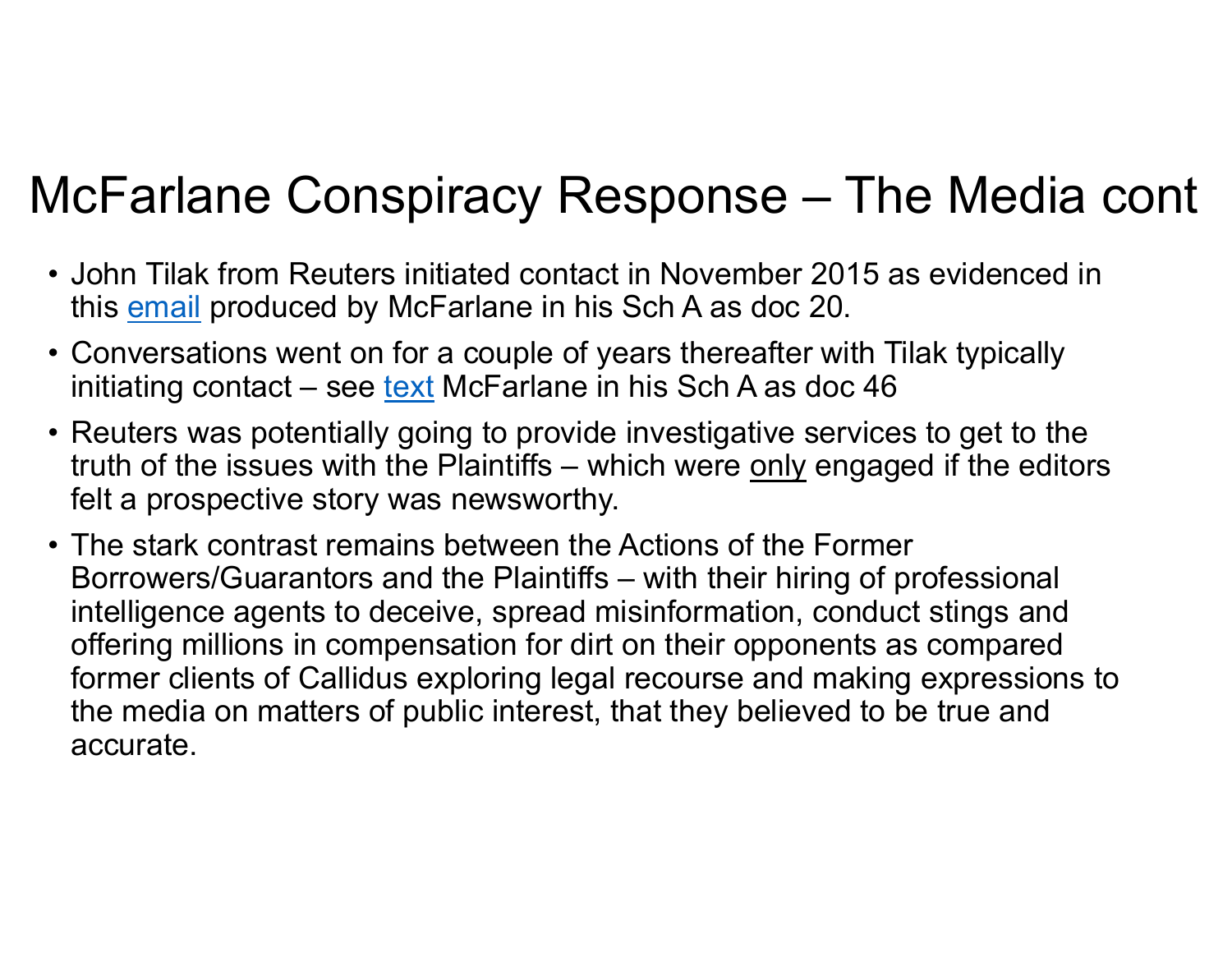# McFarlane Conspiracy Response – The Media cont

- John Tilak from Reuters initiated contact in November 2015 as evidenced in this email produced by McFarlane in his Sch A as doc 20.
- Conversations went on for a couple of years thereafter with Tilak typically initiating contact – see text McFarlane in his Sch A as doc 46
- Reuters was potentially going to provide investigative services to get to the truth of the issues with the Plaintiffs – which were only engaged if the editors felt a prospective story was newsworthy.
- The stark contrast remains between the Actions of the Former Borrowers/Guarantors and the Plaintiffs – with their hiring of professional intelligence agents to deceive, spread misinformation, conduct stings and offering millions in compensation for dirt on their opponents as compared former clients of Callidus exploring legal recourse and making expressions to the media on matters of public interest, that they believed to be true and accurate.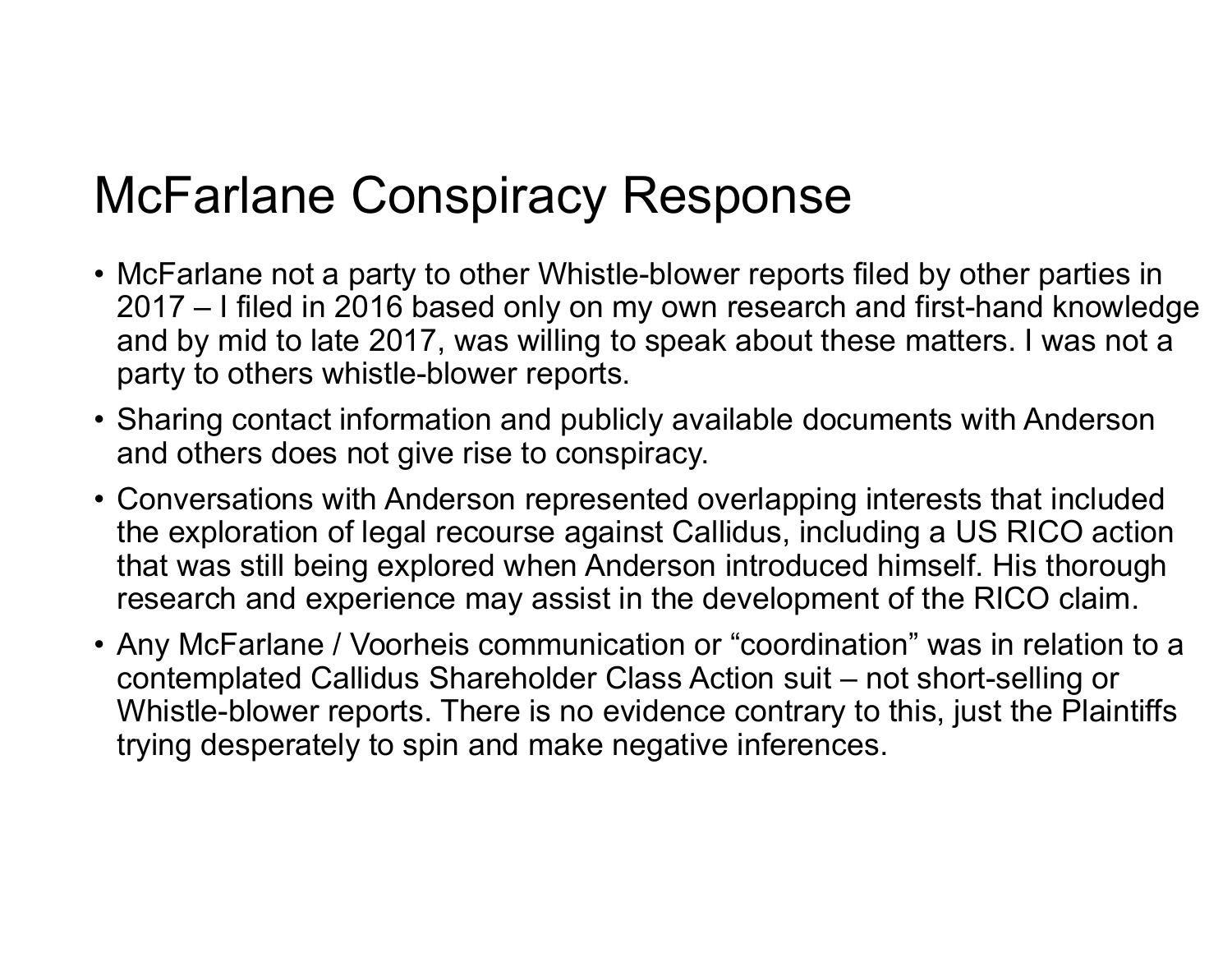# McFarlane Conspiracy Response

- McFarlane not a party to other Whistle-blower reports filed by other parties in 2017 – I filed in 2016 based only on my own research and first-hand knowledge and by mid to late 2017, was willing to speak about these matters. I was not a party to others whistle-blower reports.
- Sharing contact information and publicly available documents with Anderson and others does not give rise to conspiracy.
- Conversations with Anderson represented overlapping interests that included the exploration of legal recourse against Callidus, including a US RICO action that was still being explored when Anderson introduced himself. His thorough research and experience may assist in the development of the RICO claim.
- Any McFarlane / Voorheis communication or "coordination" was in relation to a contemplated Callidus Shareholder Class Action suit – not short-selling or Whistle-blower reports. There is no evidence contrary to this, just the Plaintiffs trying desperately to spin and make negative inferences.